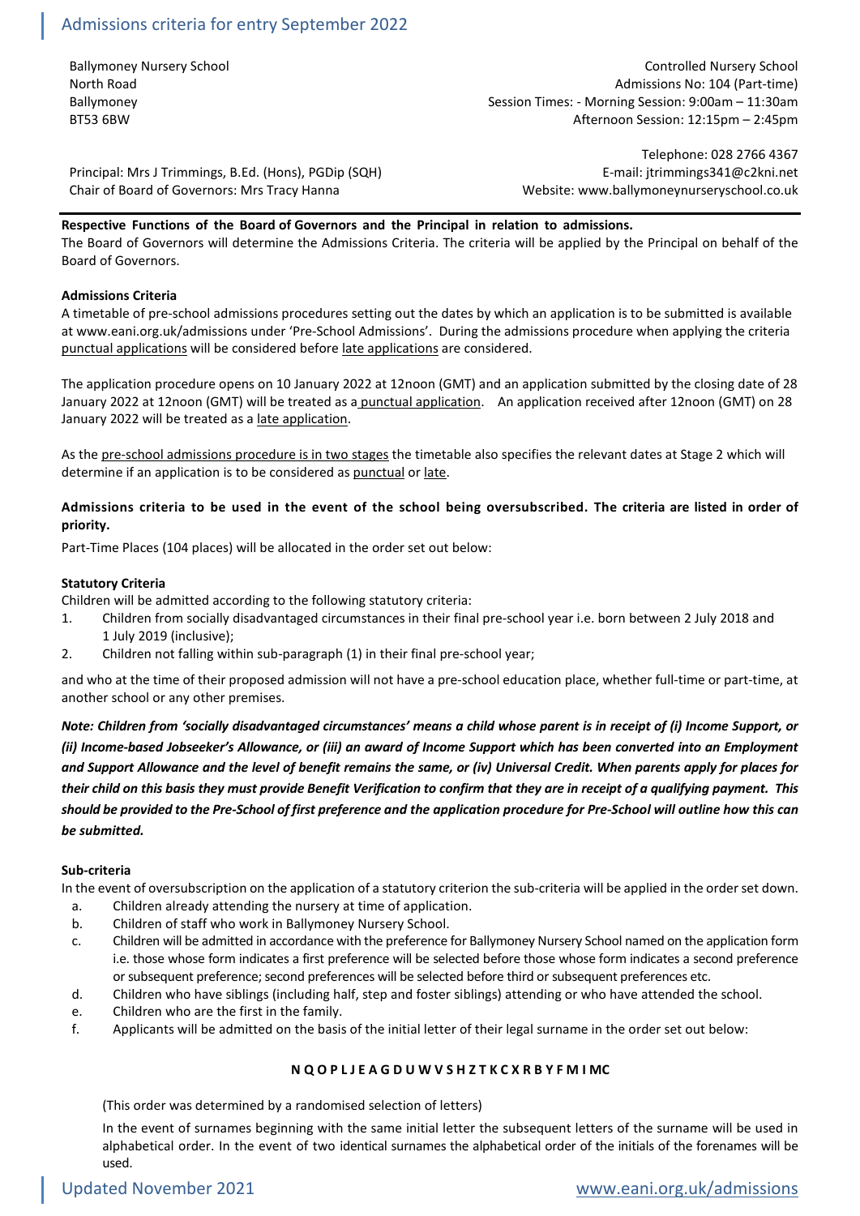# Admissions criteria for entry September 2022

Ballymoney Nursery School
North Road
Ballymoney
BT53 6BW

Controlled Nursery School
Admissions No: 104 (Part-time)
Session Times: - Morning Session: 9:00am – 11:30am
Afternoon Session: 12:15pm – 2:45pm

Telephone: 028 2766 4367
E-mail: jtrimmings341@c2kni.net
Website: www.ballymoneynurseryschool.co.uk

Principal: Mrs J Trimmings, B.Ed. (Hons), PGDip (SQH)
Chair of Board of Governors: Mrs Tracy Hanna

**Respective Functions of the Board of Governors and the Principal in relation to admissions.**

The Board of Governors will determine the Admissions Criteria. The criteria will be applied by the Principal on behalf of the Board of Governors.

**Admissions Criteria**

A timetable of pre-school admissions procedures setting out the dates by which an application is to be submitted is available at www.eani.org.uk/admissions under 'Pre-School Admissions'. During the admissions procedure when applying the criteria punctual applications will be considered before late applications are considered.

The application procedure opens on 10 January 2022 at 12noon (GMT) and an application submitted by the closing date of 28 January 2022 at 12noon (GMT) will be treated as a punctual application. An application received after 12noon (GMT) on 28 January 2022 will be treated as a late application.

As the pre-school admissions procedure is in two stages the timetable also specifies the relevant dates at Stage 2 which will determine if an application is to be considered as punctual or late.

**Admissions criteria to be used in the event of the school being oversubscribed. The criteria are listed in order of priority.**

Part-Time Places (104 places) will be allocated in the order set out below:

**Statutory Criteria**

Children will be admitted according to the following statutory criteria:

1. Children from socially disadvantaged circumstances in their final pre-school year i.e. born between 2 July 2018 and 1 July 2019 (inclusive);
2. Children not falling within sub-paragraph (1) in their final pre-school year;

and who at the time of their proposed admission will not have a pre-school education place, whether full-time or part-time, at another school or any other premises.

***Note: Children from 'socially disadvantaged circumstances' means a child whose parent is in receipt of (i) Income Support, or (ii) Income-based Jobseeker's Allowance, or (iii) an award of Income Support which has been converted into an Employment and Support Allowance and the level of benefit remains the same, or (iv) Universal Credit. When parents apply for places for their child on this basis they must provide Benefit Verification to confirm that they are in receipt of a qualifying payment. This should be provided to the Pre-School of first preference and the application procedure for Pre-School will outline how this can be submitted.***

**Sub-criteria**

In the event of oversubscription on the application of a statutory criterion the sub-criteria will be applied in the order set down.

a. Children already attending the nursery at time of application.
b. Children of staff who work in Ballymoney Nursery School.
c. Children will be admitted in accordance with the preference for Ballymoney Nursery School named on the application form i.e. those whose form indicates a first preference will be selected before those whose form indicates a second preference or subsequent preference; second preferences will be selected before third or subsequent preferences etc.
d. Children who have siblings (including half, step and foster siblings) attending or who have attended the school.
e. Children who are the first in the family.
f. Applicants will be admitted on the basis of the initial letter of their legal surname in the order set out below:

**N Q O P L J E A G D U W V S H Z T K C X R B Y F M I MC**

(This order was determined by a randomised selection of letters)

In the event of surnames beginning with the same initial letter the subsequent letters of the surname will be used in alphabetical order. In the event of two identical surnames the alphabetical order of the initials of the forenames will be used.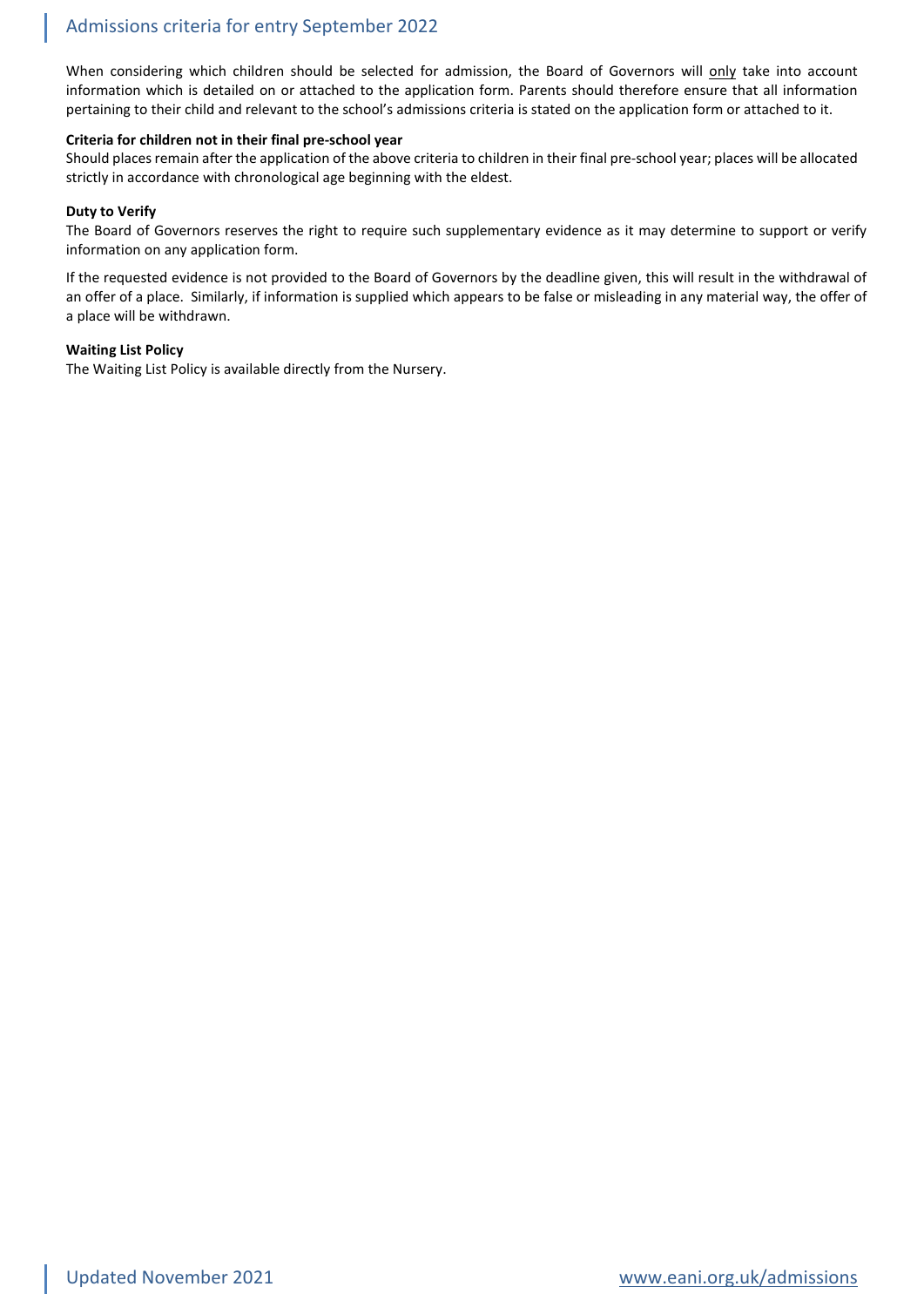## Admissions criteria for entry September 2022

When considering which children should be selected for admission, the Board of Governors will only take into account information which is detailed on or attached to the application form. Parents should therefore ensure that all information pertaining to their child and relevant to the school's admissions criteria is stated on the application form or attached to it.

**Criteria for children not in their final pre-school year**

Should places remain after the application of the above criteria to children in their final pre-school year; places will be allocated strictly in accordance with chronological age beginning with the eldest.

**Duty to Verify**

The Board of Governors reserves the right to require such supplementary evidence as it may determine to support or verify information on any application form.

If the requested evidence is not provided to the Board of Governors by the deadline given, this will result in the withdrawal of an offer of a place. Similarly, if information is supplied which appears to be false or misleading in any material way, the offer of a place will be withdrawn.

**Waiting List Policy**

The Waiting List Policy is available directly from the Nursery.